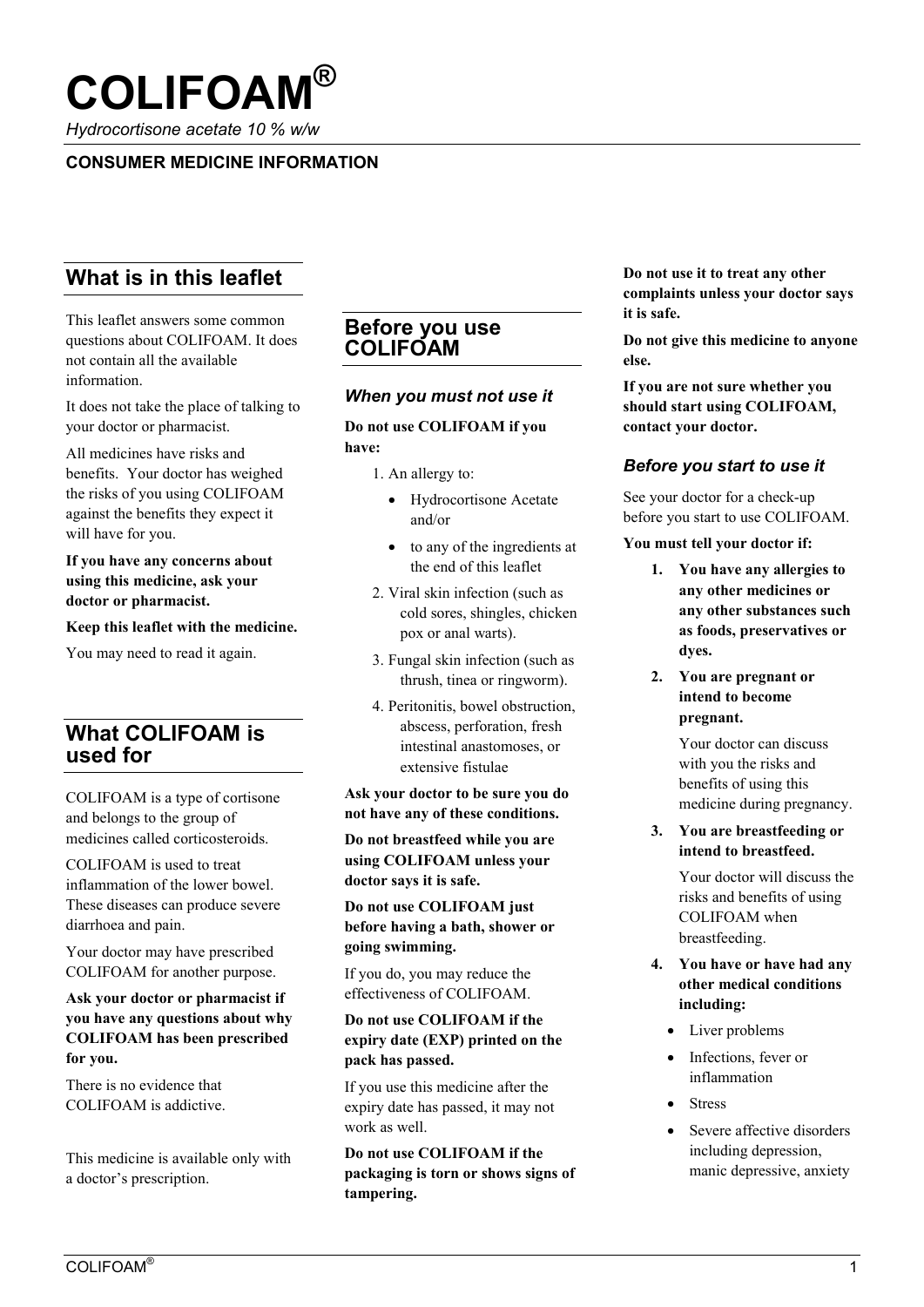# COLIFOAM®

*Hydrocortisone acetate 10 % w/w*

**CONSUMER MEDICINE INFORMATION**

## What is in this leaflet

This leaflet answers some common questions about COLIFOAM. It does not contain all the available information.

It does not take the place of talking to your doctor or pharmacist.

All medicines have risks and benefits. Your doctor has weighed the risks of you using COLIFOAM against the benefits they expect it will have for you.

**If you have any concerns about using this medicine, ask your doctor or pharmacist.**

**Keep this leaflet with the medicine.**

You may need to read it again.

## What COLIFOAM is used for

COLIFOAM is a type of cortisone and belongs to the group of medicines called corticosteroids.

COLIFOAM is used to treat inflammation of the lower bowel. These diseases can produce severe diarrhoea and pain.

Your doctor may have prescribed COLIFOAM for another purpose.

**Ask your doctor or pharmacist if you have any questions about why COLIFOAM has been prescribed for you.**

There is no evidence that COLIFOAM is addictive.

This medicine is available only with a doctor's prescription.

## Before you use COLIFOAM

### *When you must not use it*

**Do not use COLIFOAM if you have:**

1. An allergy to:
   - Hydrocortisone Acetate and/or
   - to any of the ingredients at the end of this leaflet
2. Viral skin infection (such as cold sores, shingles, chicken pox or anal warts).
3. Fungal skin infection (such as thrush, tinea or ringworm).
4. Peritonitis, bowel obstruction, abscess, perforation, fresh intestinal anastomoses, or extensive fistulae

**Ask your doctor to be sure you do not have any of these conditions.**

**Do not breastfeed while you are using COLIFOAM unless your doctor says it is safe.**

**Do not use COLIFOAM just before having a bath, shower or going swimming.**

If you do, you may reduce the effectiveness of COLIFOAM.

**Do not use COLIFOAM if the expiry date (EXP) printed on the pack has passed.**

If you use this medicine after the expiry date has passed, it may not work as well.

**Do not use COLIFOAM if the packaging is torn or shows signs of tampering.**

**Do not use it to treat any other complaints unless your doctor says it is safe.**

**Do not give this medicine to anyone else.**

**If you are not sure whether you should start using COLIFOAM, contact your doctor.**

### *Before you start to use it*

See your doctor for a check-up before you start to use COLIFOAM.

**You must tell your doctor if:**

1. **You have any allergies to any other medicines or any other substances such as foods, preservatives or dyes.**
2. **You are pregnant or intend to become pregnant.**

   Your doctor can discuss with you the risks and benefits of using this medicine during pregnancy.
3. **You are breastfeeding or intend to breastfeed.**

   Your doctor will discuss the risks and benefits of using COLIFOAM when breastfeeding.
4. **You have or have had any other medical conditions including:**
   - Liver problems
   - Infections, fever or inflammation
   - Stress
   - Severe affective disorders including depression, manic depressive, anxiety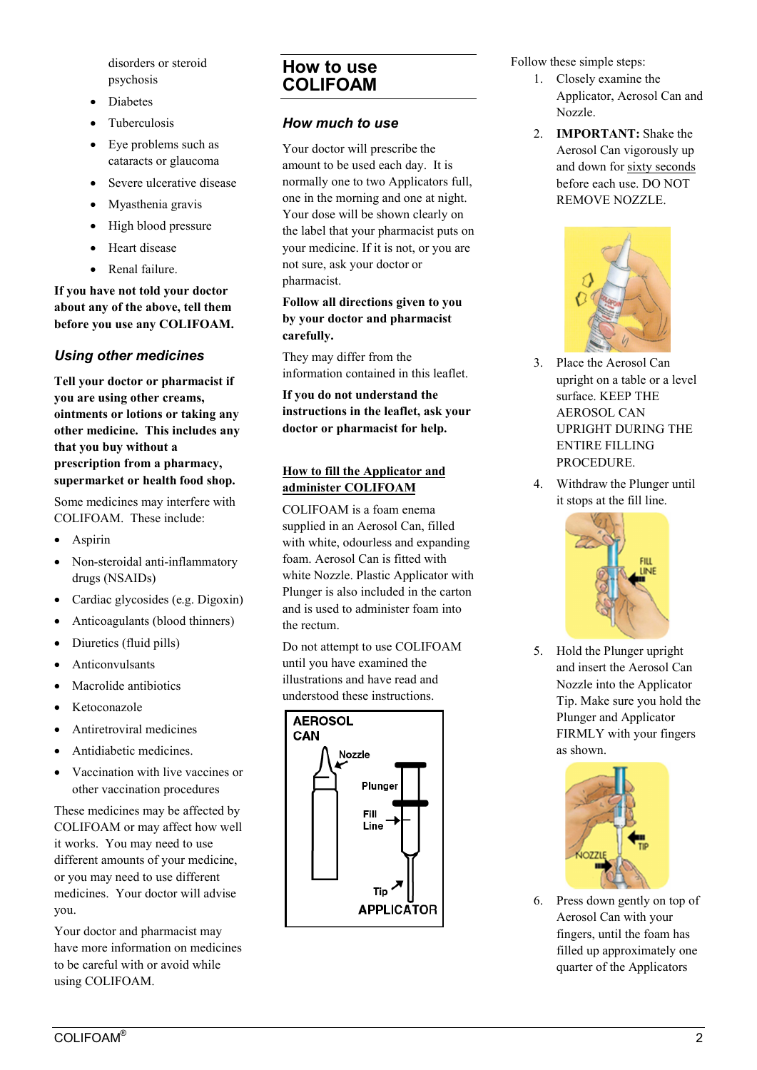disorders or steroid psychosis

- Diabetes
- Tuberculosis
- Eye problems such as cataracts or glaucoma
- Severe ulcerative disease
- Myasthenia gravis
- High blood pressure
- Heart disease
- Renal failure.

**If you have not told your doctor about any of the above, tell them before you use any COLIFOAM.**

### *Using other medicines*

**Tell your doctor or pharmacist if you are using other creams, ointments or lotions or taking any other medicine. This includes any that you buy without a prescription from a pharmacy, supermarket or health food shop.**

Some medicines may interfere with COLIFOAM. These include:

- Aspirin
- Non-steroidal anti-inflammatory drugs (NSAIDs)
- Cardiac glycosides (e.g. Digoxin)
- Anticoagulants (blood thinners)
- Diuretics (fluid pills)
- Anticonvulsants
- Macrolide antibiotics
- Ketoconazole
- Antiretroviral medicines
- Antidiabetic medicines.
- Vaccination with live vaccines or other vaccination procedures

These medicines may be affected by COLIFOAM or may affect how well it works. You may need to use different amounts of your medicine, or you may need to use different medicines. Your doctor will advise you.

Your doctor and pharmacist may have more information on medicines to be careful with or avoid while using COLIFOAM.

## How to use COLIFOAM

### *How much to use*

Your doctor will prescribe the amount to be used each day. It is normally one to two Applicators full, one in the morning and one at night. Your dose will be shown clearly on the label that your pharmacist puts on your medicine. If it is not, or you are not sure, ask your doctor or pharmacist.

**Follow all directions given to you by your doctor and pharmacist carefully.**

They may differ from the information contained in this leaflet.

**If you do not understand the instructions in the leaflet, ask your doctor or pharmacist for help.**

**How to fill the Applicator and administer COLIFOAM**

COLIFOAM is a foam enema supplied in an Aerosol Can, filled with white, odourless and expanding foam. Aerosol Can is fitted with white Nozzle. Plastic Applicator with Plunger is also included in the carton and is used to administer foam into the rectum.

Do not attempt to use COLIFOAM until you have examined the illustrations and have read and understood these instructions.

AEROSOL CAN — Nozzle — Plunger — Fill Line — Tip — APPLICATOR

Follow these simple steps:

1. Closely examine the Applicator, Aerosol Can and Nozzle.
2. **IMPORTANT:** Shake the Aerosol Can vigorously up and down for sixty seconds before each use. DO NOT REMOVE NOZZLE.
3. Place the Aerosol Can upright on a table or a level surface. KEEP THE AEROSOL CAN UPRIGHT DURING THE ENTIRE FILLING PROCEDURE.
4. Withdraw the Plunger until it stops at the fill line.
5. Hold the Plunger upright and insert the Aerosol Can Nozzle into the Applicator Tip. Make sure you hold the Plunger and Applicator FIRMLY with your fingers as shown.
6. Press down gently on top of Aerosol Can with your fingers, until the foam has filled up approximately one quarter of the Applicators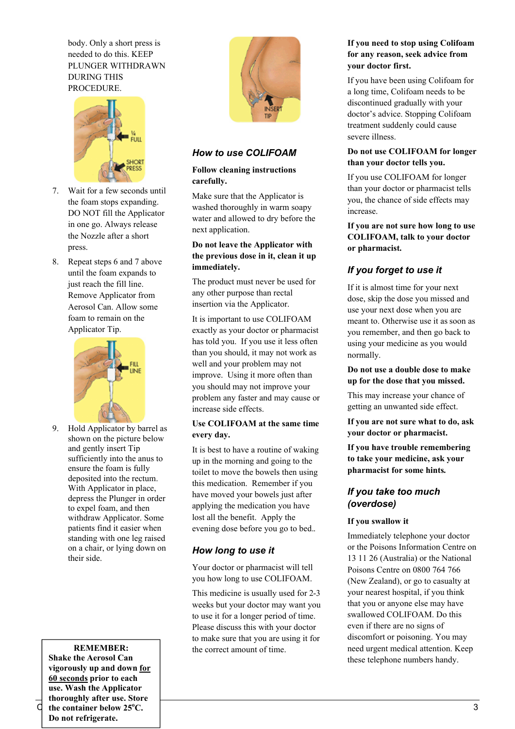body. Only a short press is needed to do this. KEEP PLUNGER WITHDRAWN DURING THIS PROCEDURE.

7. Wait for a few seconds until the foam stops expanding. DO NOT fill the Applicator in one go. Always release the Nozzle after a short press.
8. Repeat steps 6 and 7 above until the foam expands to just reach the fill line. Remove Applicator from Aerosol Can. Allow some foam to remain on the Applicator Tip.
9. Hold Applicator by barrel as shown on the picture below and gently insert Tip sufficiently into the anus to ensure the foam is fully deposited into the rectum. With Applicator in place, depress the Plunger in order to expel foam, and then withdraw Applicator. Some patients find it easier when standing with one leg raised on a chair, or lying down on their side.

**REMEMBER:**
**Shake the Aerosol Can vigorously up and down <u>for 60 seconds</u> prior to each use. Wash the Applicator thoroughly after use. Store the container below 25°C. Do not refrigerate.**

## *How to use COLIFOAM*

**Follow cleaning instructions carefully.**

Make sure that the Applicator is washed thoroughly in warm soapy water and allowed to dry before the next application.

**Do not leave the Applicator with the previous dose in it, clean it up immediately.**

The product must never be used for any other purpose than rectal insertion via the Applicator.

It is important to use COLIFOAM exactly as your doctor or pharmacist has told you. If you use it less often than you should, it may not work as well and your problem may not improve. Using it more often than you should may not improve your problem any faster and may cause or increase side effects.

**Use COLIFOAM at the same time every day.**

It is best to have a routine of waking up in the morning and going to the toilet to move the bowels then using this medication. Remember if you have moved your bowels just after applying the medication you have lost all the benefit. Apply the evening dose before you go to bed..

## *How long to use it*

Your doctor or pharmacist will tell you how long to use COLIFOAM.

This medicine is usually used for 2-3 weeks but your doctor may want you to use it for a longer period of time. Please discuss this with your doctor to make sure that you are using it for the correct amount of time.

**If you need to stop using Colifoam for any reason, seek advice from your doctor first.**

If you have been using Colifoam for a long time, Colifoam needs to be discontinued gradually with your doctor's advice. Stopping Colifoam treatment suddenly could cause severe illness.

**Do not use COLIFOAM for longer than your doctor tells you.**

If you use COLIFOAM for longer than your doctor or pharmacist tells you, the chance of side effects may increase.

**If you are not sure how long to use COLIFOAM, talk to your doctor or pharmacist.**

## *If you forget to use it*

If it is almost time for your next dose, skip the dose you missed and use your next dose when you are meant to. Otherwise use it as soon as you remember, and then go back to using your medicine as you would normally.

**Do not use a double dose to make up for the dose that you missed.**

This may increase your chance of getting an unwanted side effect.

**If you are not sure what to do, ask your doctor or pharmacist.**

**If you have trouble remembering to take your medicine, ask your pharmacist for some hints.**

## *If you take too much (overdose)*

**If you swallow it**

Immediately telephone your doctor or the Poisons Information Centre on 13 11 26 (Australia) or the National Poisons Centre on 0800 764 766 (New Zealand), or go to casualty at your nearest hospital, if you think that you or anyone else may have swallowed COLIFOAM. Do this even if there are no signs of discomfort or poisoning. You may need urgent medical attention. Keep these telephone numbers handy.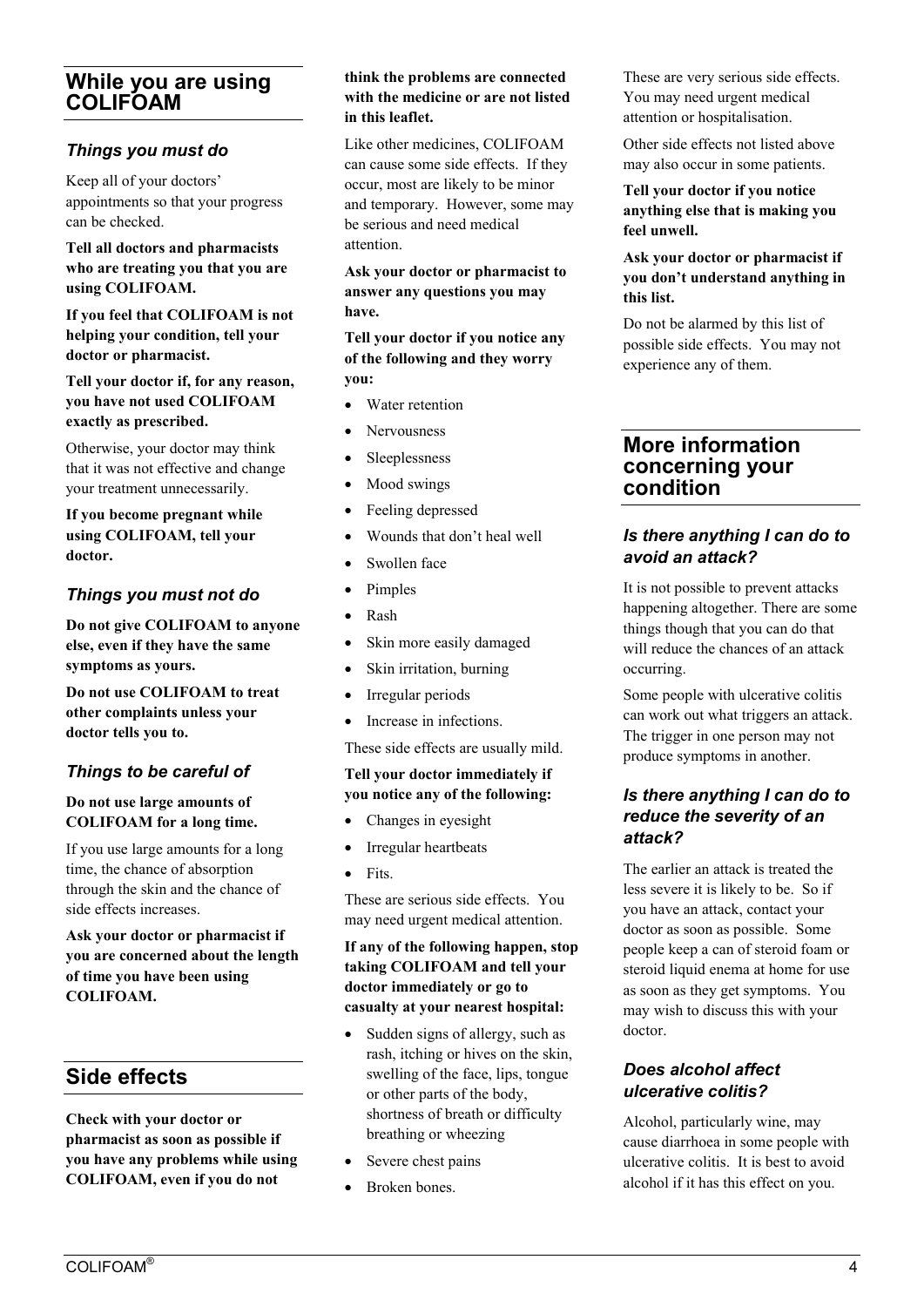## While you are using COLIFOAM

### *Things you must do*

Keep all of your doctors' appointments so that your progress can be checked.

**Tell all doctors and pharmacists who are treating you that you are using COLIFOAM.**

**If you feel that COLIFOAM is not helping your condition, tell your doctor or pharmacist.**

**Tell your doctor if, for any reason, you have not used COLIFOAM exactly as prescribed.**

Otherwise, your doctor may think that it was not effective and change your treatment unnecessarily.

**If you become pregnant while using COLIFOAM, tell your doctor.**

### *Things you must not do*

**Do not give COLIFOAM to anyone else, even if they have the same symptoms as yours.**

**Do not use COLIFOAM to treat other complaints unless your doctor tells you to.**

### *Things to be careful of*

**Do not use large amounts of COLIFOAM for a long time.**

If you use large amounts for a long time, the chance of absorption through the skin and the chance of side effects increases.

**Ask your doctor or pharmacist if you are concerned about the length of time you have been using COLIFOAM.**

## Side effects

**Check with your doctor or pharmacist as soon as possible if you have any problems while using COLIFOAM, even if you do not think the problems are connected with the medicine or are not listed in this leaflet.**

Like other medicines, COLIFOAM can cause some side effects. If they occur, most are likely to be minor and temporary. However, some may be serious and need medical attention.

**Ask your doctor or pharmacist to answer any questions you may have.**

**Tell your doctor if you notice any of the following and they worry you:**

- Water retention
- Nervousness
- Sleeplessness
- Mood swings
- Feeling depressed
- Wounds that don't heal well
- Swollen face
- Pimples
- Rash
- Skin more easily damaged
- Skin irritation, burning
- Irregular periods
- Increase in infections.

These side effects are usually mild.

**Tell your doctor immediately if you notice any of the following:**

- Changes in eyesight
- Irregular heartbeats
- Fits.

These are serious side effects. You may need urgent medical attention.

**If any of the following happen, stop taking COLIFOAM and tell your doctor immediately or go to casualty at your nearest hospital:**

- Sudden signs of allergy, such as rash, itching or hives on the skin, swelling of the face, lips, tongue or other parts of the body, shortness of breath or difficulty breathing or wheezing
- Severe chest pains
- Broken bones.

These are very serious side effects. You may need urgent medical attention or hospitalisation.

Other side effects not listed above may also occur in some patients.

**Tell your doctor if you notice anything else that is making you feel unwell.**

**Ask your doctor or pharmacist if you don't understand anything in this list.**

Do not be alarmed by this list of possible side effects. You may not experience any of them.

## More information concerning your condition

### *Is there anything I can do to avoid an attack?*

It is not possible to prevent attacks happening altogether. There are some things though that you can do that will reduce the chances of an attack occurring.

Some people with ulcerative colitis can work out what triggers an attack. The trigger in one person may not produce symptoms in another.

### *Is there anything I can do to reduce the severity of an attack?*

The earlier an attack is treated the less severe it is likely to be. So if you have an attack, contact your doctor as soon as possible. Some people keep a can of steroid foam or steroid liquid enema at home for use as soon as they get symptoms. You may wish to discuss this with your doctor.

### *Does alcohol affect ulcerative colitis?*

Alcohol, particularly wine, may cause diarrhoea in some people with ulcerative colitis. It is best to avoid alcohol if it has this effect on you.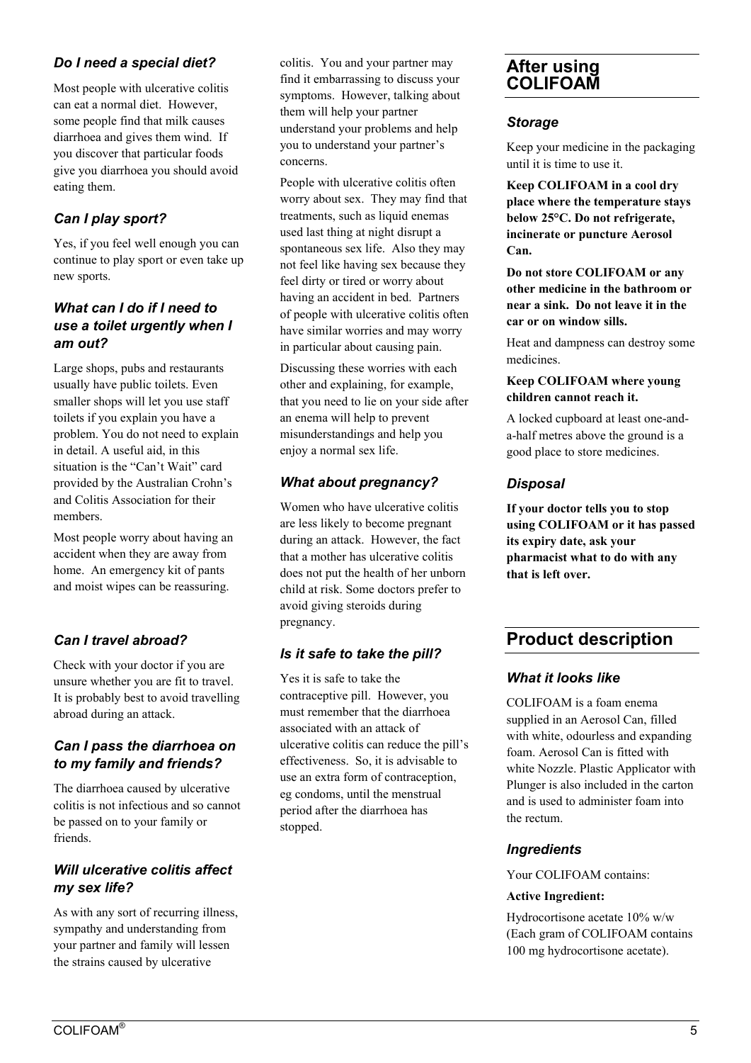### *Do I need a special diet?*

Most people with ulcerative colitis can eat a normal diet. However, some people find that milk causes diarrhoea and gives them wind. If you discover that particular foods give you diarrhoea you should avoid eating them.

### *Can I play sport?*

Yes, if you feel well enough you can continue to play sport or even take up new sports.

### *What can I do if I need to use a toilet urgently when I am out?*

Large shops, pubs and restaurants usually have public toilets. Even smaller shops will let you use staff toilets if you explain you have a problem. You do not need to explain in detail. A useful aid, in this situation is the "Can't Wait" card provided by the Australian Crohn's and Colitis Association for their members.

Most people worry about having an accident when they are away from home. An emergency kit of pants and moist wipes can be reassuring.

### *Can I travel abroad?*

Check with your doctor if you are unsure whether you are fit to travel. It is probably best to avoid travelling abroad during an attack.

### *Can I pass the diarrhoea on to my family and friends?*

The diarrhoea caused by ulcerative colitis is not infectious and so cannot be passed on to your family or friends.

### *Will ulcerative colitis affect my sex life?*

As with any sort of recurring illness, sympathy and understanding from your partner and family will lessen the strains caused by ulcerative colitis. You and your partner may find it embarrassing to discuss your symptoms. However, talking about them will help your partner understand your problems and help you to understand your partner's concerns.

People with ulcerative colitis often worry about sex. They may find that treatments, such as liquid enemas used last thing at night disrupt a spontaneous sex life. Also they may not feel like having sex because they feel dirty or tired or worry about having an accident in bed. Partners of people with ulcerative colitis often have similar worries and may worry in particular about causing pain.

Discussing these worries with each other and explaining, for example, that you need to lie on your side after an enema will help to prevent misunderstandings and help you enjoy a normal sex life.

### *What about pregnancy?*

Women who have ulcerative colitis are less likely to become pregnant during an attack. However, the fact that a mother has ulcerative colitis does not put the health of her unborn child at risk. Some doctors prefer to avoid giving steroids during pregnancy.

### *Is it safe to take the pill?*

Yes it is safe to take the contraceptive pill. However, you must remember that the diarrhoea associated with an attack of ulcerative colitis can reduce the pill's effectiveness. So, it is advisable to use an extra form of contraception, eg condoms, until the menstrual period after the diarrhoea has stopped.

## After using COLIFOAM

### *Storage*

Keep your medicine in the packaging until it is time to use it.

**Keep COLIFOAM in a cool dry place where the temperature stays below 25°C. Do not refrigerate, incinerate or puncture Aerosol Can.**

**Do not store COLIFOAM or any other medicine in the bathroom or near a sink. Do not leave it in the car or on window sills.**

Heat and dampness can destroy some medicines.

**Keep COLIFOAM where young children cannot reach it.**

A locked cupboard at least one-and-a-half metres above the ground is a good place to store medicines.

### *Disposal*

**If your doctor tells you to stop using COLIFOAM or it has passed its expiry date, ask your pharmacist what to do with any that is left over.**

## Product description

### *What it looks like*

COLIFOAM is a foam enema supplied in an Aerosol Can, filled with white, odourless and expanding foam. Aerosol Can is fitted with white Nozzle. Plastic Applicator with Plunger is also included in the carton and is used to administer foam into the rectum.

### *Ingredients*

Your COLIFOAM contains:

**Active Ingredient:**

Hydrocortisone acetate 10% w/w (Each gram of COLIFOAM contains 100 mg hydrocortisone acetate).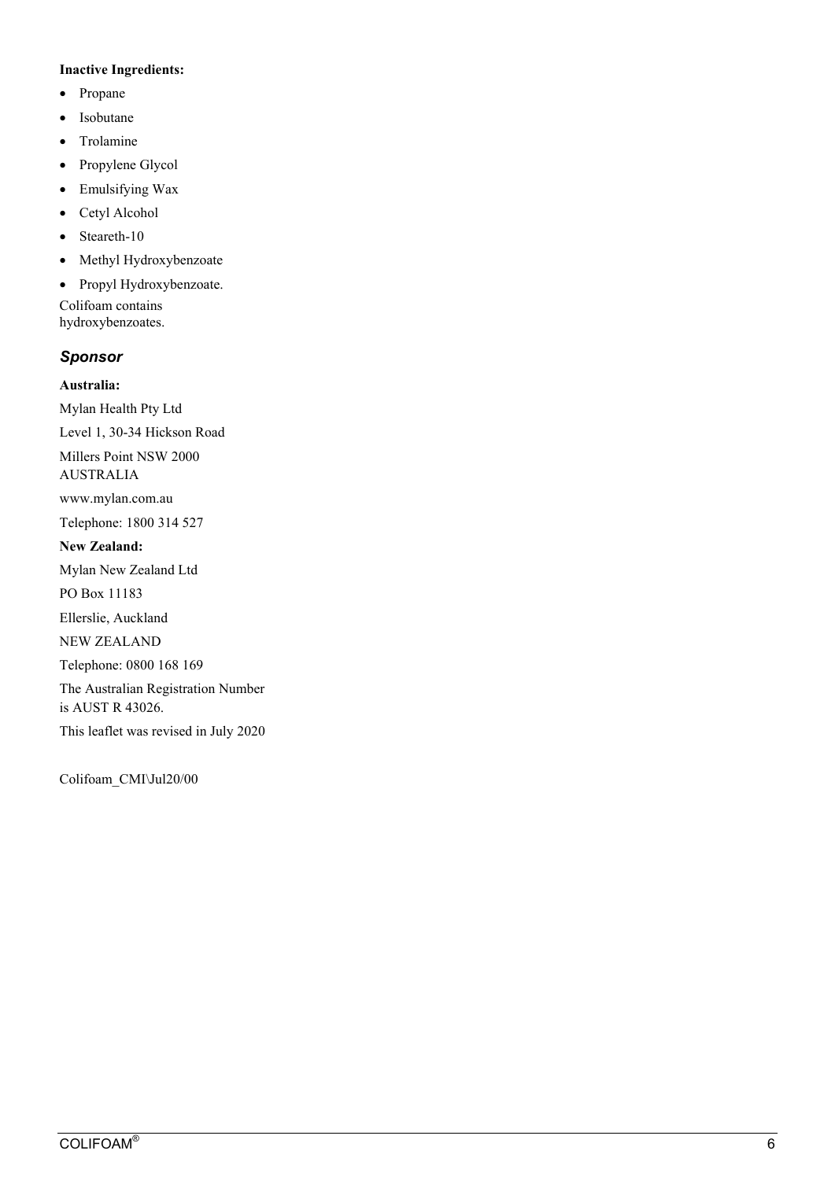**Inactive Ingredients:**

- Propane
- Isobutane
- Trolamine
- Propylene Glycol
- Emulsifying Wax
- Cetyl Alcohol
- Steareth-10
- Methyl Hydroxybenzoate
- Propyl Hydroxybenzoate.

Colifoam contains hydroxybenzoates.

## *Sponsor*

**Australia:**

Mylan Health Pty Ltd

Level 1, 30-34 Hickson Road

Millers Point NSW 2000
AUSTRALIA

www.mylan.com.au

Telephone: 1800 314 527

**New Zealand:**

Mylan New Zealand Ltd

PO Box 11183

Ellerslie, Auckland

NEW ZEALAND

Telephone: 0800 168 169

The Australian Registration Number is AUST R 43026.

This leaflet was revised in July 2020

Colifoam_CMI\Jul20/00